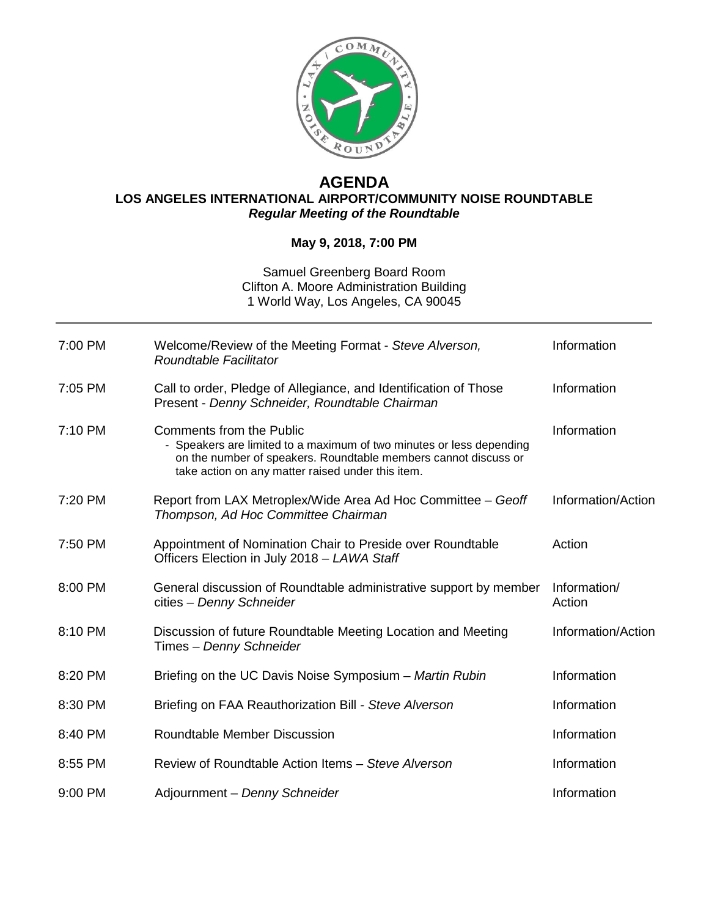# AGENDA

## LOS ANGELES INTERNATIONAL AIRPORT/COMMUNITY NOISE ROUNDTABLE

***Regular Meeting of the Roundtable***

**May 9, 2018, 7:00 PM**

Samuel Greenberg Board Room
Clifton A. Moore Administration Building
1 World Way, Los Angeles, CA 90045

---

| Time | Item | Type |
|---|---|---|
| 7:00 PM | Welcome/Review of the Meeting Format - *Steve Alverson, Roundtable Facilitator* | Information |
| 7:05 PM | Call to order, Pledge of Allegiance, and Identification of Those Present - *Denny Schneider, Roundtable Chairman* | Information |
| 7:10 PM | Comments from the Public<br>- Speakers are limited to a maximum of two minutes or less depending on the number of speakers. Roundtable members cannot discuss or take action on any matter raised under this item. | Information |
| 7:20 PM | Report from LAX Metroplex/Wide Area Ad Hoc Committee – *Geoff Thompson, Ad Hoc Committee Chairman* | Information/Action |
| 7:50 PM | Appointment of Nomination Chair to Preside over Roundtable Officers Election in July 2018 – *LAWA Staff* | Action |
| 8:00 PM | General discussion of Roundtable administrative support by member cities – *Denny Schneider* | Information/ Action |
| 8:10 PM | Discussion of future Roundtable Meeting Location and Meeting Times – *Denny Schneider* | Information/Action |
| 8:20 PM | Briefing on the UC Davis Noise Symposium – *Martin Rubin* | Information |
| 8:30 PM | Briefing on FAA Reauthorization Bill - *Steve Alverson* | Information |
| 8:40 PM | Roundtable Member Discussion | Information |
| 8:55 PM | Review of Roundtable Action Items – *Steve Alverson* | Information |
| 9:00 PM | Adjournment – *Denny Schneider* | Information |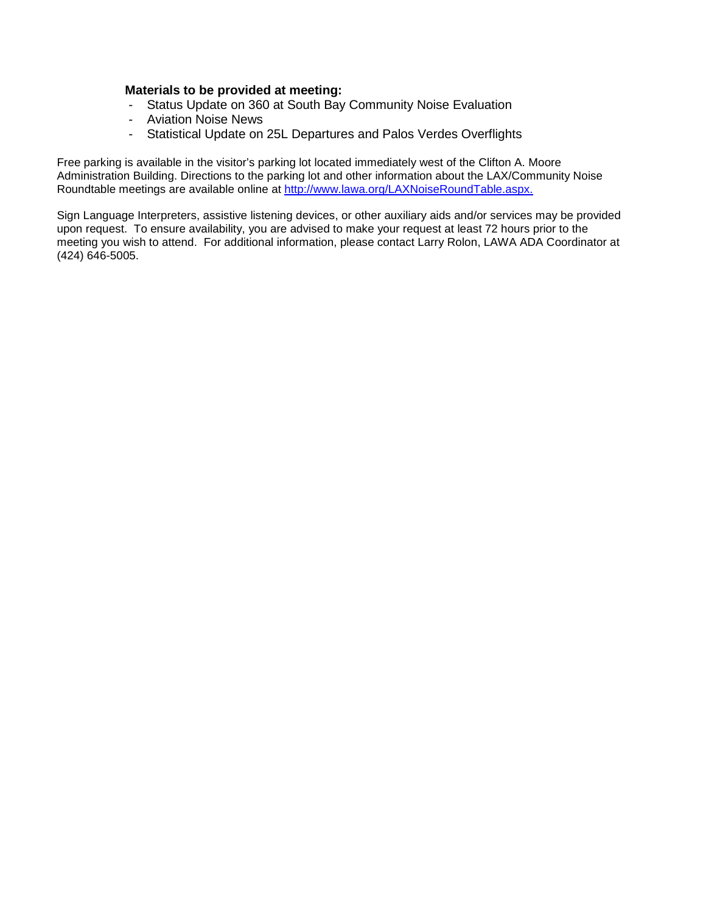**Materials to be provided at meeting:**

- Status Update on 360 at South Bay Community Noise Evaluation
- Aviation Noise News
- Statistical Update on 25L Departures and Palos Verdes Overflights

Free parking is available in the visitor's parking lot located immediately west of the Clifton A. Moore Administration Building. Directions to the parking lot and other information about the LAX/Community Noise Roundtable meetings are available online at http://www.lawa.org/LAXNoiseRoundTable.aspx.

Sign Language Interpreters, assistive listening devices, or other auxiliary aids and/or services may be provided upon request. To ensure availability, you are advised to make your request at least 72 hours prior to the meeting you wish to attend. For additional information, please contact Larry Rolon, LAWA ADA Coordinator at (424) 646-5005.